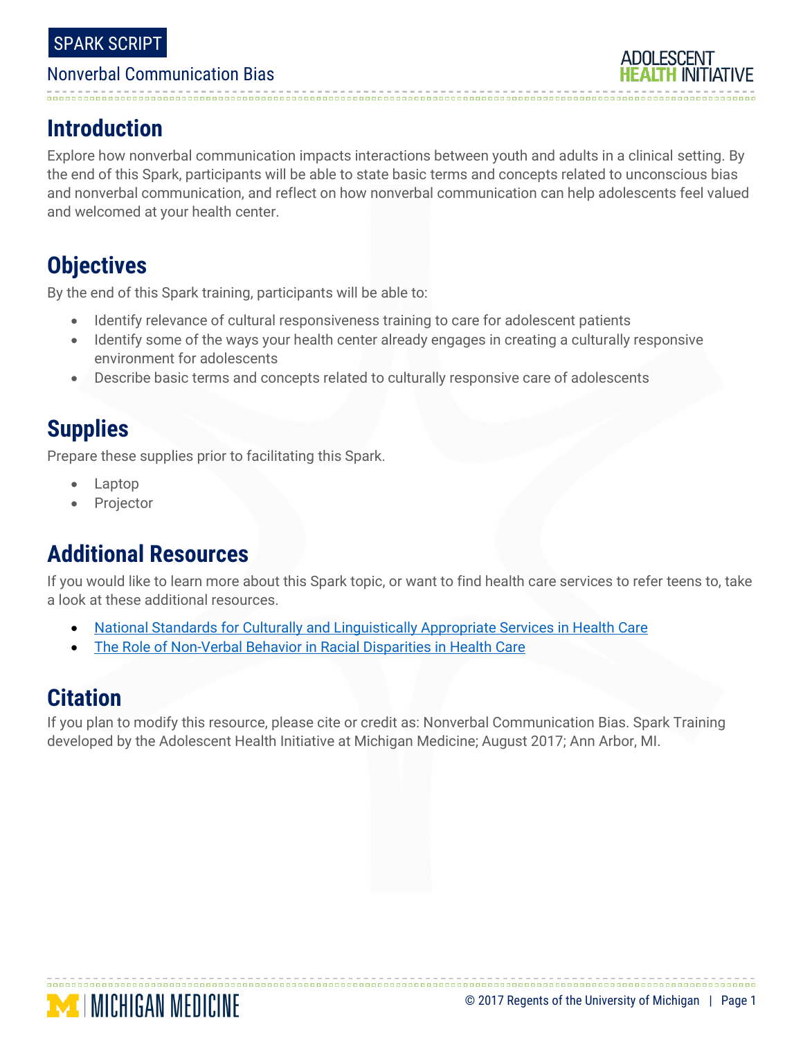SPARK SCRIPT

Nonverbal Communication Bias

## Introduction

Explore how nonverbal communication impacts interactions between youth and adults in a clinical setting. By the end of this Spark, participants will be able to state basic terms and concepts related to unconscious bias and nonverbal communication, and reflect on how nonverbal communication can help adolescents feel valued and welcomed at your health center.

## Objectives

By the end of this Spark training, participants will be able to:

- Identify relevance of cultural responsiveness training to care for adolescent patients
- Identify some of the ways your health center already engages in creating a culturally responsive environment for adolescents
- Describe basic terms and concepts related to culturally responsive care of adolescents

## Supplies

Prepare these supplies prior to facilitating this Spark.

- Laptop
- Projector

## Additional Resources

If you would like to learn more about this Spark topic, or want to find health care services to refer teens to, take a look at these additional resources.

- National Standards for Culturally and Linguistically Appropriate Services in Health Care
- The Role of Non-Verbal Behavior in Racial Disparities in Health Care

## Citation

If you plan to modify this resource, please cite or credit as: Nonverbal Communication Bias. Spark Training developed by the Adolescent Health Initiative at Michigan Medicine; August 2017; Ann Arbor, MI.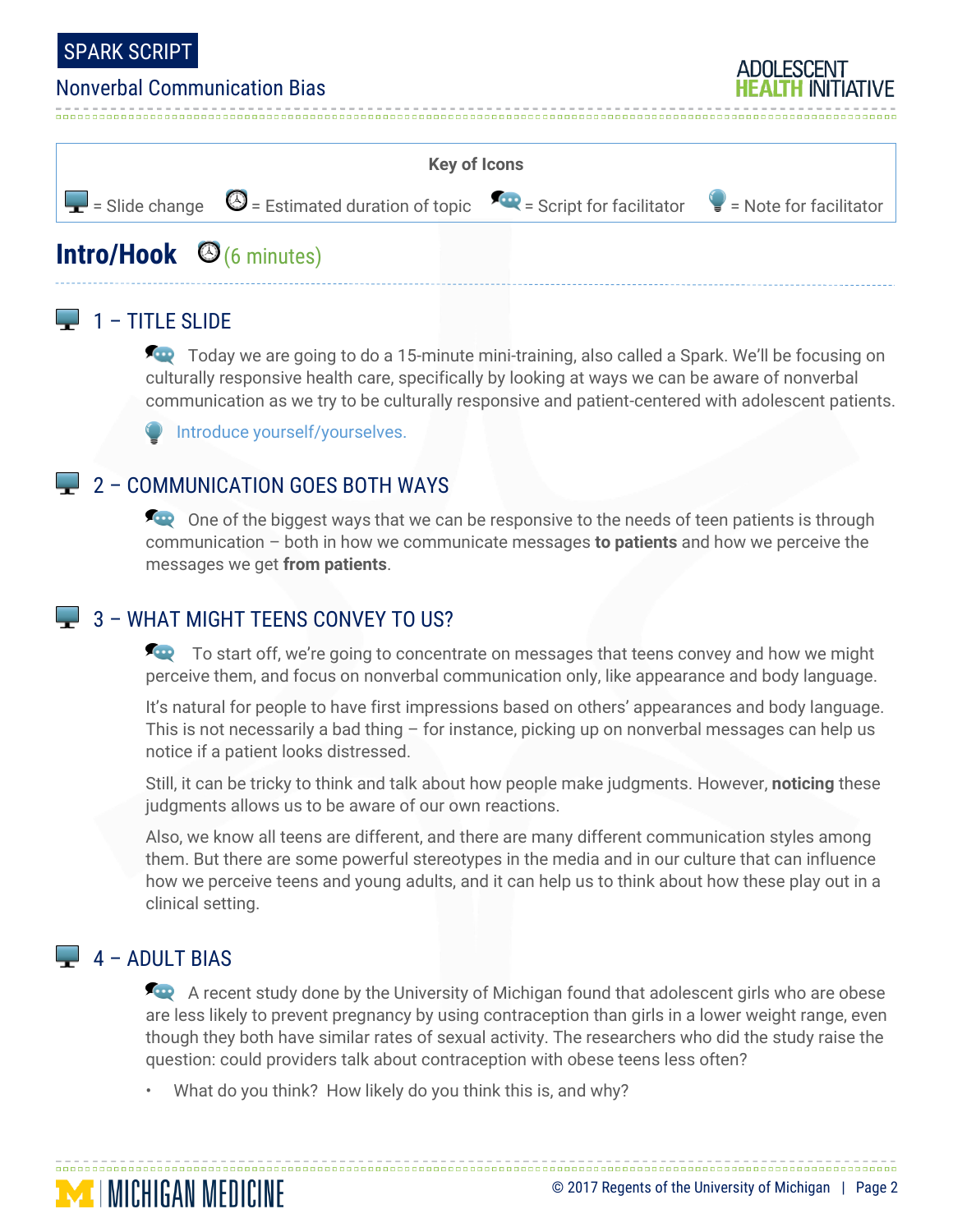**Key of Icons**

= Slide change = Estimated duration of topic = Script for facilitator = Note for facilitator

## Intro/Hook (6 minutes)

### 1 – TITLE SLIDE

Today we are going to do a 15-minute mini-training, also called a Spark. We'll be focusing on culturally responsive health care, specifically by looking at ways we can be aware of nonverbal communication as we try to be culturally responsive and patient-centered with adolescent patients.

Introduce yourself/yourselves.

### 2 – COMMUNICATION GOES BOTH WAYS

One of the biggest ways that we can be responsive to the needs of teen patients is through communication – both in how we communicate messages **to patients** and how we perceive the messages we get **from patients**.

### 3 – WHAT MIGHT TEENS CONVEY TO US?

To start off, we're going to concentrate on messages that teens convey and how we might perceive them, and focus on nonverbal communication only, like appearance and body language.

It's natural for people to have first impressions based on others' appearances and body language. This is not necessarily a bad thing – for instance, picking up on nonverbal messages can help us notice if a patient looks distressed.

Still, it can be tricky to think and talk about how people make judgments. However, **noticing** these judgments allows us to be aware of our own reactions.

Also, we know all teens are different, and there are many different communication styles among them. But there are some powerful stereotypes in the media and in our culture that can influence how we perceive teens and young adults, and it can help us to think about how these play out in a clinical setting.

### 4 – ADULT BIAS

A recent study done by the University of Michigan found that adolescent girls who are obese are less likely to prevent pregnancy by using contraception than girls in a lower weight range, even though they both have similar rates of sexual activity. The researchers who did the study raise the question: could providers talk about contraception with obese teens less often?

- What do you think? How likely do you think this is, and why?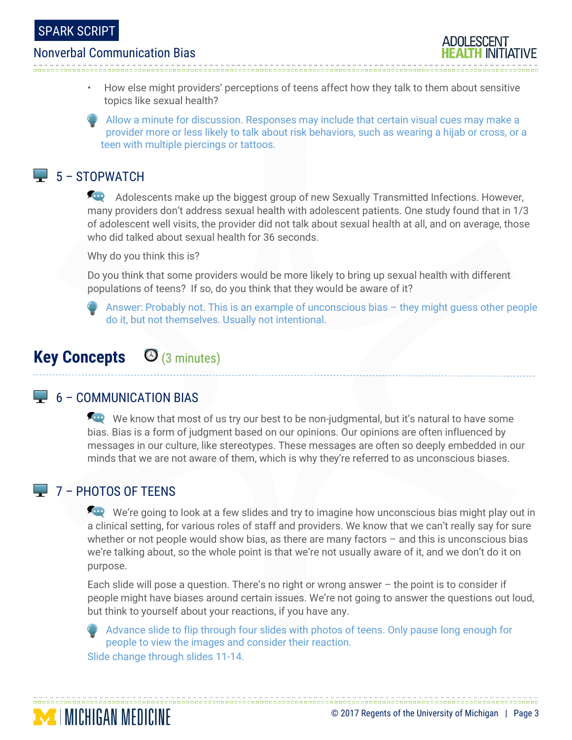- How else might providers' perceptions of teens affect how they talk to them about sensitive topics like sexual health?

Allow a minute for discussion. Responses may include that certain visual cues may make a provider more or less likely to talk about risk behaviors, such as wearing a hijab or cross, or a teen with multiple piercings or tattoos.

### 5 – STOPWATCH

Adolescents make up the biggest group of new Sexually Transmitted Infections. However, many providers don't address sexual health with adolescent patients. One study found that in 1/3 of adolescent well visits, the provider did not talk about sexual health at all, and on average, those who did talked about sexual health for 36 seconds.

Why do you think this is?

Do you think that some providers would be more likely to bring up sexual health with different populations of teens? If so, do you think that they would be aware of it?

Answer: Probably not. This is an example of unconscious bias – they might guess other people do it, but not themselves. Usually not intentional.

## Key Concepts (3 minutes)

### 6 – COMMUNICATION BIAS

We know that most of us try our best to be non-judgmental, but it's natural to have some bias. Bias is a form of judgment based on our opinions. Our opinions are often influenced by messages in our culture, like stereotypes. These messages are often so deeply embedded in our minds that we are not aware of them, which is why they're referred to as unconscious biases.

### 7 – PHOTOS OF TEENS

We're going to look at a few slides and try to imagine how unconscious bias might play out in a clinical setting, for various roles of staff and providers. We know that we can't really say for sure whether or not people would show bias, as there are many factors – and this is unconscious bias we're talking about, so the whole point is that we're not usually aware of it, and we don't do it on purpose.

Each slide will pose a question. There's no right or wrong answer – the point is to consider if people might have biases around certain issues. We're not going to answer the questions out loud, but think to yourself about your reactions, if you have any.

Advance slide to flip through four slides with photos of teens. Only pause long enough for people to view the images and consider their reaction.

Slide change through slides 11-14.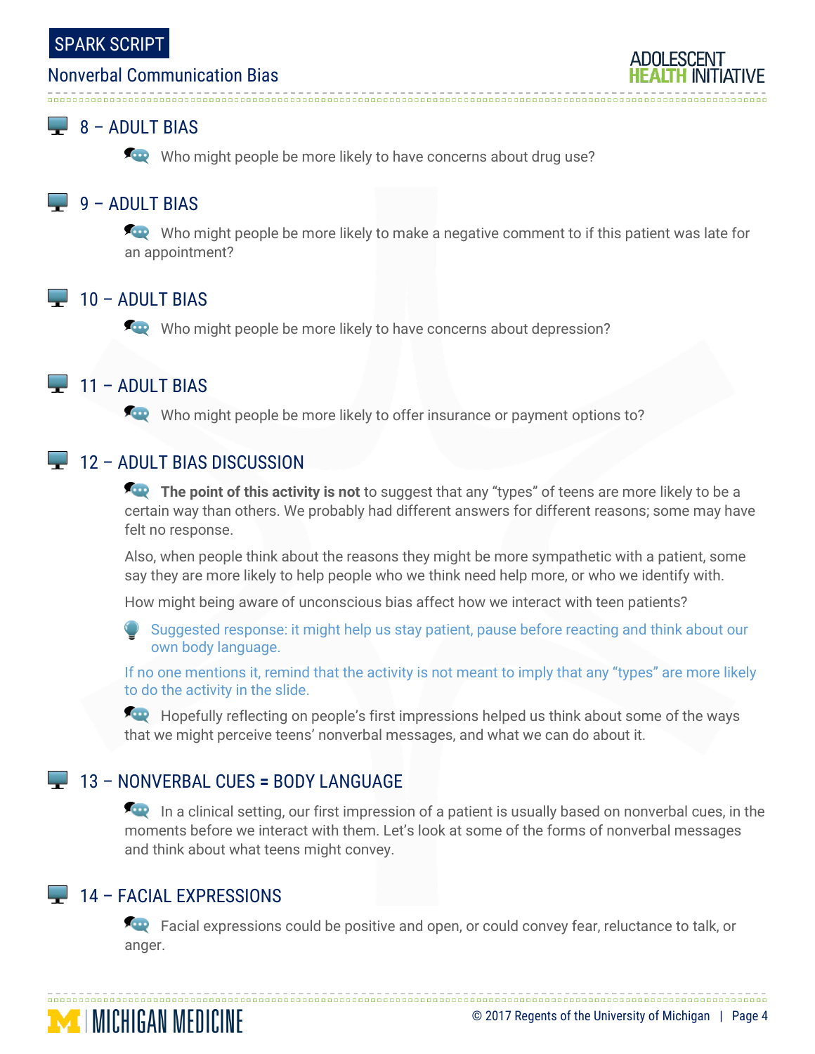## 8 – ADULT BIAS

Who might people be more likely to have concerns about drug use?

## 9 – ADULT BIAS

Who might people be more likely to make a negative comment to if this patient was late for an appointment?

## 10 – ADULT BIAS

Who might people be more likely to have concerns about depression?

## 11 – ADULT BIAS

Who might people be more likely to offer insurance or payment options to?

## 12 – ADULT BIAS DISCUSSION

**The point of this activity is not** to suggest that any "types" of teens are more likely to be a certain way than others. We probably had different answers for different reasons; some may have felt no response.

Also, when people think about the reasons they might be more sympathetic with a patient, some say they are more likely to help people who we think need help more, or who we identify with.

How might being aware of unconscious bias affect how we interact with teen patients?

> Suggested response: it might help us stay patient, pause before reacting and think about our own body language.

If no one mentions it, remind that the activity is not meant to imply that any "types" are more likely to do the activity in the slide.

Hopefully reflecting on people's first impressions helped us think about some of the ways that we might perceive teens' nonverbal messages, and what we can do about it.

## 13 – NONVERBAL CUES = BODY LANGUAGE

In a clinical setting, our first impression of a patient is usually based on nonverbal cues, in the moments before we interact with them. Let's look at some of the forms of nonverbal messages and think about what teens might convey.

## 14 – FACIAL EXPRESSIONS

Facial expressions could be positive and open, or could convey fear, reluctance to talk, or anger.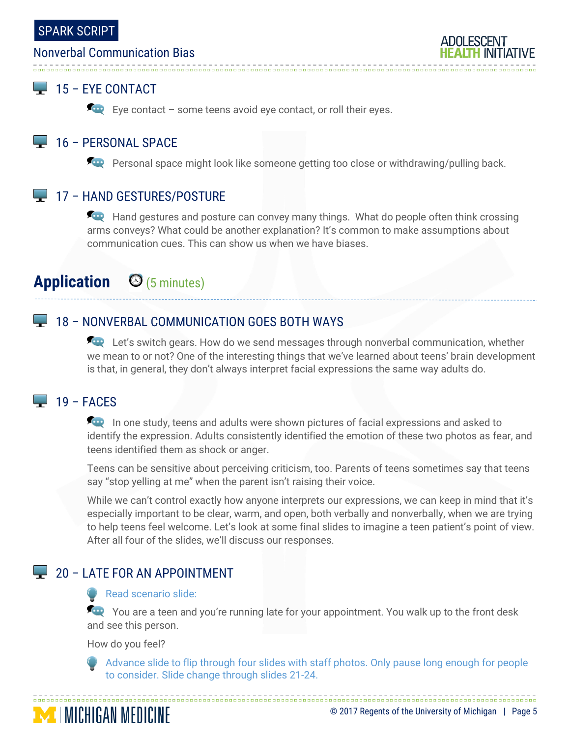### 15 – EYE CONTACT

Eye contact – some teens avoid eye contact, or roll their eyes.

### 16 – PERSONAL SPACE

Personal space might look like someone getting too close or withdrawing/pulling back.

### 17 – HAND GESTURES/POSTURE

Hand gestures and posture can convey many things. What do people often think crossing arms conveys? What could be another explanation? It's common to make assumptions about communication cues. This can show us when we have biases.

## Application (5 minutes)

### 18 – NONVERBAL COMMUNICATION GOES BOTH WAYS

Let's switch gears. How do we send messages through nonverbal communication, whether we mean to or not? One of the interesting things that we've learned about teens' brain development is that, in general, they don't always interpret facial expressions the same way adults do.

### 19 – FACES

In one study, teens and adults were shown pictures of facial expressions and asked to identify the expression. Adults consistently identified the emotion of these two photos as fear, and teens identified them as shock or anger.

Teens can be sensitive about perceiving criticism, too. Parents of teens sometimes say that teens say "stop yelling at me" when the parent isn't raising their voice.

While we can't control exactly how anyone interprets our expressions, we can keep in mind that it's especially important to be clear, warm, and open, both verbally and nonverbally, when we are trying to help teens feel welcome. Let's look at some final slides to imagine a teen patient's point of view. After all four of the slides, we'll discuss our responses.

### 20 – LATE FOR AN APPOINTMENT

Read scenario slide:

You are a teen and you're running late for your appointment. You walk up to the front desk and see this person.

How do you feel?

Advance slide to flip through four slides with staff photos. Only pause long enough for people to consider. Slide change through slides 21-24.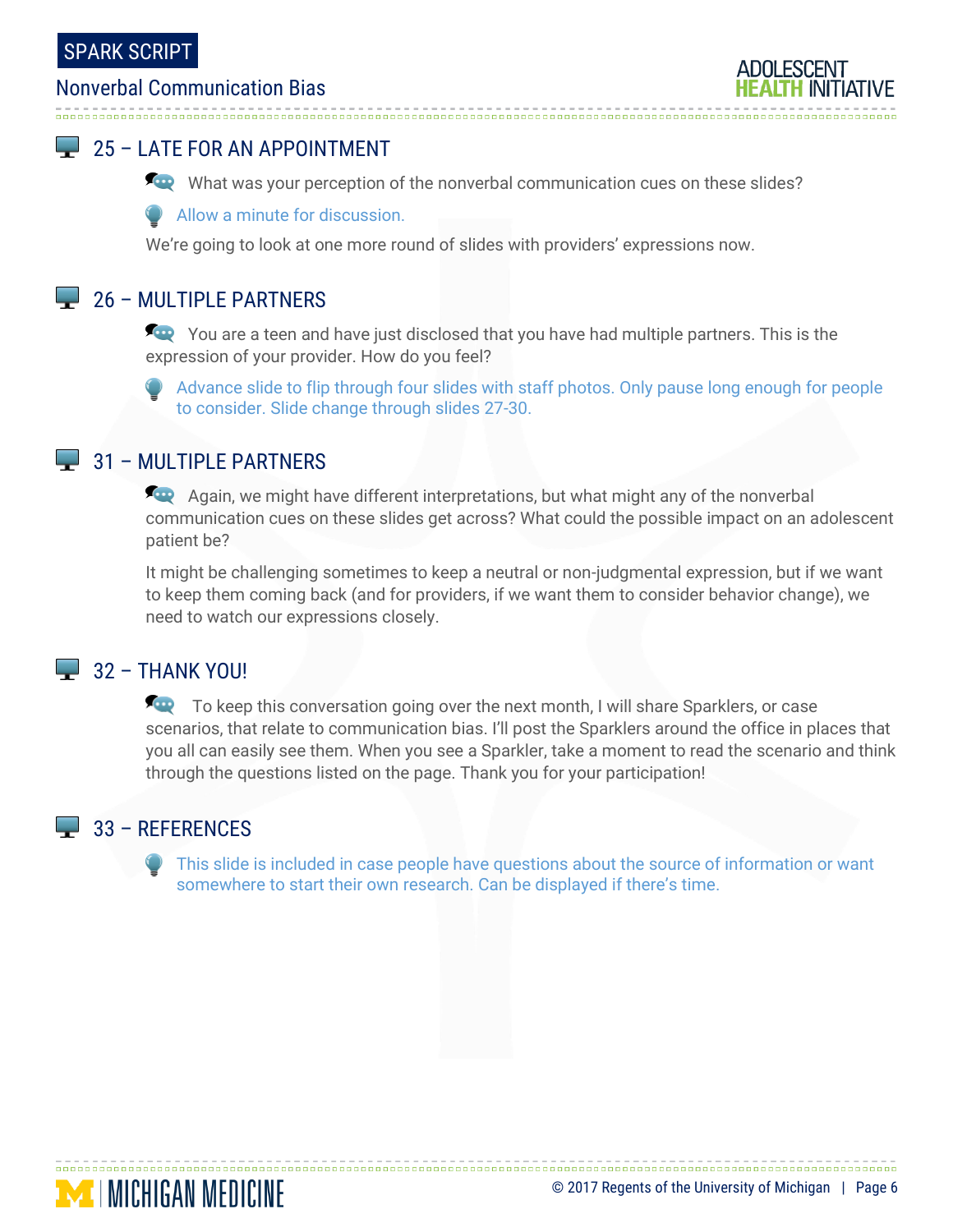## 25 – LATE FOR AN APPOINTMENT

What was your perception of the nonverbal communication cues on these slides?

Allow a minute for discussion.

We're going to look at one more round of slides with providers' expressions now.

## 26 – MULTIPLE PARTNERS

You are a teen and have just disclosed that you have had multiple partners. This is the expression of your provider. How do you feel?

Advance slide to flip through four slides with staff photos. Only pause long enough for people to consider. Slide change through slides 27-30.

## 31 – MULTIPLE PARTNERS

Again, we might have different interpretations, but what might any of the nonverbal communication cues on these slides get across? What could the possible impact on an adolescent patient be?

It might be challenging sometimes to keep a neutral or non-judgmental expression, but if we want to keep them coming back (and for providers, if we want them to consider behavior change), we need to watch our expressions closely.

## 32 – THANK YOU!

To keep this conversation going over the next month, I will share Sparklers, or case scenarios, that relate to communication bias. I'll post the Sparklers around the office in places that you all can easily see them. When you see a Sparkler, take a moment to read the scenario and think through the questions listed on the page. Thank you for your participation!

## 33 – REFERENCES

This slide is included in case people have questions about the source of information or want somewhere to start their own research. Can be displayed if there's time.